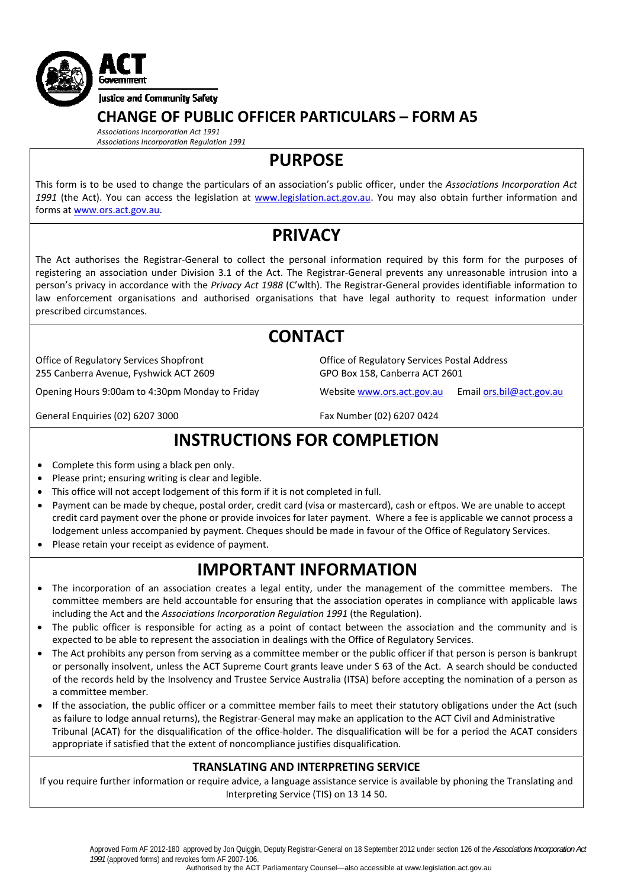ACT Government

Justice and Community Safety

# CHANGE OF PUBLIC OFFICER PARTICULARS – FORM A5

*Associations Incorporation Act 1991*
*Associations Incorporation Regulation 1991*

## PURPOSE

This form is to be used to change the particulars of an association's public officer, under the *Associations Incorporation Act 1991* (the Act). You can access the legislation at www.legislation.act.gov.au. You may also obtain further information and forms at www.ors.act.gov.au.

## PRIVACY

The Act authorises the Registrar-General to collect the personal information required by this form for the purposes of registering an association under Division 3.1 of the Act. The Registrar-General prevents any unreasonable intrusion into a person's privacy in accordance with the *Privacy Act 1988* (C'wlth). The Registrar-General provides identifiable information to law enforcement organisations and authorised organisations that have legal authority to request information under prescribed circumstances.

## CONTACT

Office of Regulatory Services Shopfront
255 Canberra Avenue, Fyshwick ACT 2609

Opening Hours 9:00am to 4:30pm Monday to Friday

General Enquiries (02) 6207 3000

Office of Regulatory Services Postal Address
GPO Box 158, Canberra ACT 2601

Website www.ors.act.gov.au Email ors.bil@act.gov.au

Fax Number (02) 6207 0424

## INSTRUCTIONS FOR COMPLETION

- Complete this form using a black pen only.
- Please print; ensuring writing is clear and legible.
- This office will not accept lodgement of this form if it is not completed in full.
- Payment can be made by cheque, postal order, credit card (visa or mastercard), cash or eftpos. We are unable to accept credit card payment over the phone or provide invoices for later payment. Where a fee is applicable we cannot process a lodgement unless accompanied by payment. Cheques should be made in favour of the Office of Regulatory Services.
- Please retain your receipt as evidence of payment.

## IMPORTANT INFORMATION

- The incorporation of an association creates a legal entity, under the management of the committee members. The committee members are held accountable for ensuring that the association operates in compliance with applicable laws including the Act and the *Associations Incorporation Regulation 1991* (the Regulation).
- The public officer is responsible for acting as a point of contact between the association and the community and is expected to be able to represent the association in dealings with the Office of Regulatory Services.
- The Act prohibits any person from serving as a committee member or the public officer if that person is person is bankrupt or personally insolvent, unless the ACT Supreme Court grants leave under S 63 of the Act. A search should be conducted of the records held by the Insolvency and Trustee Service Australia (ITSA) before accepting the nomination of a person as a committee member.
- If the association, the public officer or a committee member fails to meet their statutory obligations under the Act (such as failure to lodge annual returns), the Registrar-General may make an application to the ACT Civil and Administrative Tribunal (ACAT) for the disqualification of the office-holder. The disqualification will be for a period the ACAT considers appropriate if satisfied that the extent of noncompliance justifies disqualification.

### TRANSLATING AND INTERPRETING SERVICE

If you require further information or require advice, a language assistance service is available by phoning the Translating and Interpreting Service (TIS) on 13 14 50.

Approved Form AF 2012-180 approved by Jon Quiggin, Deputy Registrar-General on 18 September 2012 under section 126 of the *Associations Incorporation Act 1991* (approved forms) and revokes form AF 2007-106.
Authorised by the ACT Parliamentary Counsel—also accessible at www.legislation.act.gov.au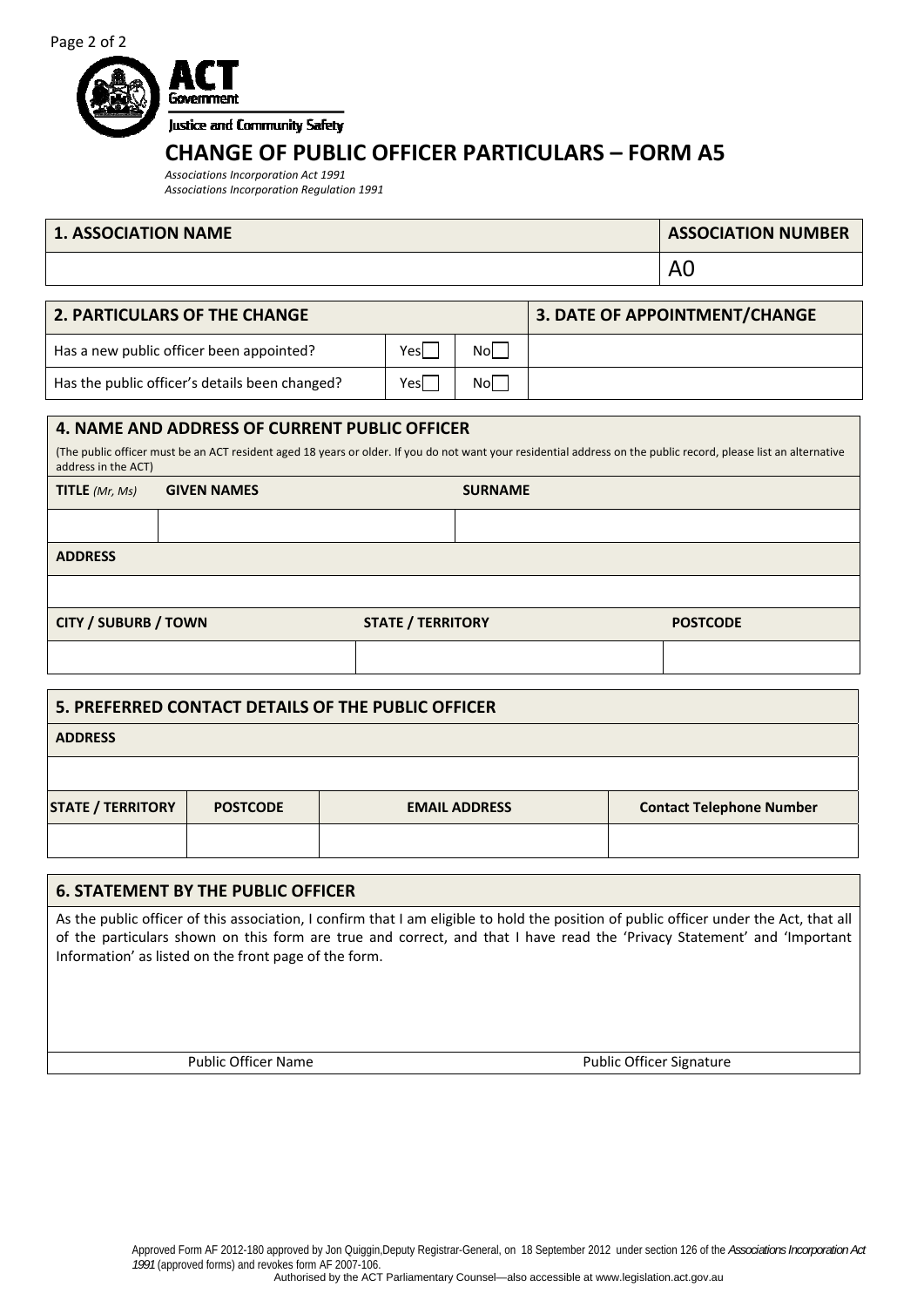ACT Government

Justice and Community Safety

# CHANGE OF PUBLIC OFFICER PARTICULARS – FORM A5

*Associations Incorporation Act 1991*
*Associations Incorporation Regulation 1991*

| **1. ASSOCIATION NAME** | **ASSOCIATION NUMBER** |
|---|---|
| | A0 |

| **2. PARTICULARS OF THE CHANGE** | | | **3. DATE OF APPOINTMENT/CHANGE** |
|---|---|---|---|
| Has a new public officer been appointed? | Yes☐ | No☐ | |
| Has the public officer's details been changed? | Yes☐ | No☐ | |

## 4. NAME AND ADDRESS OF CURRENT PUBLIC OFFICER

(The public officer must be an ACT resident aged 18 years or older. If you do not want your residential address on the public record, please list an alternative address in the ACT)

| **TITLE** *(Mr, Ms)* | **GIVEN NAMES** | **SURNAME** |
|---|---|---|
| | | |

| **ADDRESS** |
|---|
| |

| **CITY / SUBURB / TOWN** | **STATE / TERRITORY** | **POSTCODE** |
|---|---|---|
| | | |

## 5. PREFERRED CONTACT DETAILS OF THE PUBLIC OFFICER

| **ADDRESS** |
|---|
| |

| **STATE / TERRITORY** | **POSTCODE** | **EMAIL ADDRESS** | **Contact Telephone Number** |
|---|---|---|---|
| | | | |

## 6. STATEMENT BY THE PUBLIC OFFICER

As the public officer of this association, I confirm that I am eligible to hold the position of public officer under the Act, that all of the particulars shown on this form are true and correct, and that I have read the 'Privacy Statement' and 'Important Information' as listed on the front page of the form.

| Public Officer Name | Public Officer Signature |
|---|---|

Approved Form AF 2012-180 approved by Jon Quiggin,Deputy Registrar-General, on 18 September 2012 under section 126 of the *Associations Incorporation Act 1991* (approved forms) and revokes form AF 2007-106.
Authorised by the ACT Parliamentary Counsel—also accessible at www.legislation.act.gov.au